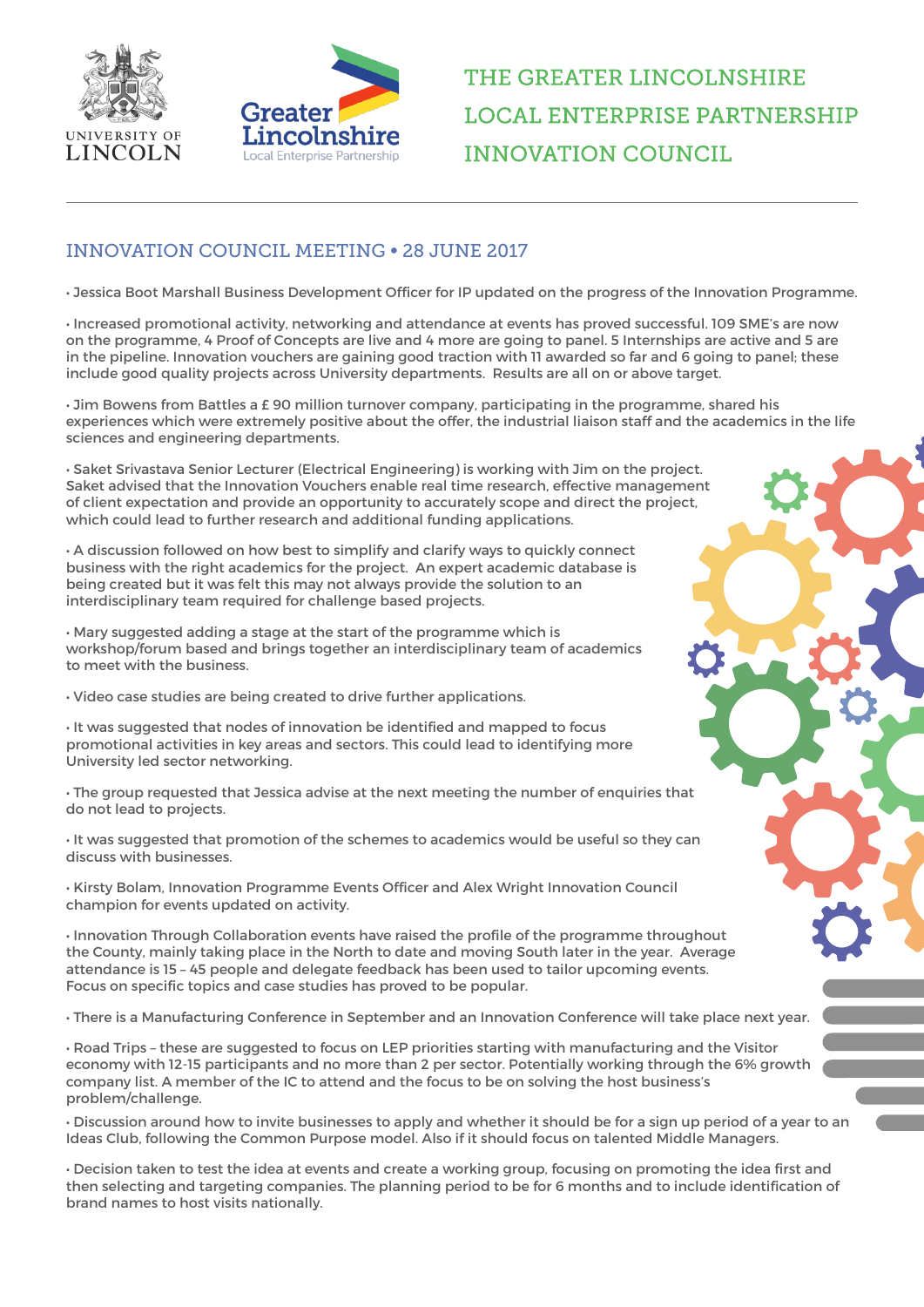# THE GREATER LINCOLNSHIRE LOCAL ENTERPRISE PARTNERSHIP INNOVATION COUNCIL

## INNOVATION COUNCIL MEETING • 28 JUNE 2017

• Jessica Boot Marshall Business Development Officer for IP updated on the progress of the Innovation Programme.

• Increased promotional activity, networking and attendance at events has proved successful. 109 SME's are now on the programme, 4 Proof of Concepts are live and 4 more are going to panel. 5 Internships are active and 5 are in the pipeline. Innovation vouchers are gaining good traction with 11 awarded so far and 6 going to panel; these include good quality projects across University departments. Results are all on or above target.

• Jim Bowens from Battles a £ 90 million turnover company, participating in the programme, shared his experiences which were extremely positive about the offer, the industrial liaison staff and the academics in the life sciences and engineering departments.

• Saket Srivastava Senior Lecturer (Electrical Engineering) is working with Jim on the project. Saket advised that the Innovation Vouchers enable real time research, effective management of client expectation and provide an opportunity to accurately scope and direct the project, which could lead to further research and additional funding applications.

• A discussion followed on how best to simplify and clarify ways to quickly connect business with the right academics for the project. An expert academic database is being created but it was felt this may not always provide the solution to an interdisciplinary team required for challenge based projects.

• Mary suggested adding a stage at the start of the programme which is workshop/forum based and brings together an interdisciplinary team of academics to meet with the business.

• Video case studies are being created to drive further applications.

• It was suggested that nodes of innovation be identified and mapped to focus promotional activities in key areas and sectors. This could lead to identifying more University led sector networking.

• The group requested that Jessica advise at the next meeting the number of enquiries that do not lead to projects.

• It was suggested that promotion of the schemes to academics would be useful so they can discuss with businesses.

• Kirsty Bolam, Innovation Programme Events Officer and Alex Wright Innovation Council champion for events updated on activity.

• Innovation Through Collaboration events have raised the profile of the programme throughout the County, mainly taking place in the North to date and moving South later in the year. Average attendance is 15 – 45 people and delegate feedback has been used to tailor upcoming events. Focus on specific topics and case studies has proved to be popular.

• There is a Manufacturing Conference in September and an Innovation Conference will take place next year.

• Road Trips – these are suggested to focus on LEP priorities starting with manufacturing and the Visitor economy with 12-15 participants and no more than 2 per sector. Potentially working through the 6% growth company list. A member of the IC to attend and the focus to be on solving the host business's problem/challenge.

• Discussion around how to invite businesses to apply and whether it should be for a sign up period of a year to an Ideas Club, following the Common Purpose model. Also if it should focus on talented Middle Managers.

• Decision taken to test the idea at events and create a working group, focusing on promoting the idea first and then selecting and targeting companies. The planning period to be for 6 months and to include identification of brand names to host visits nationally.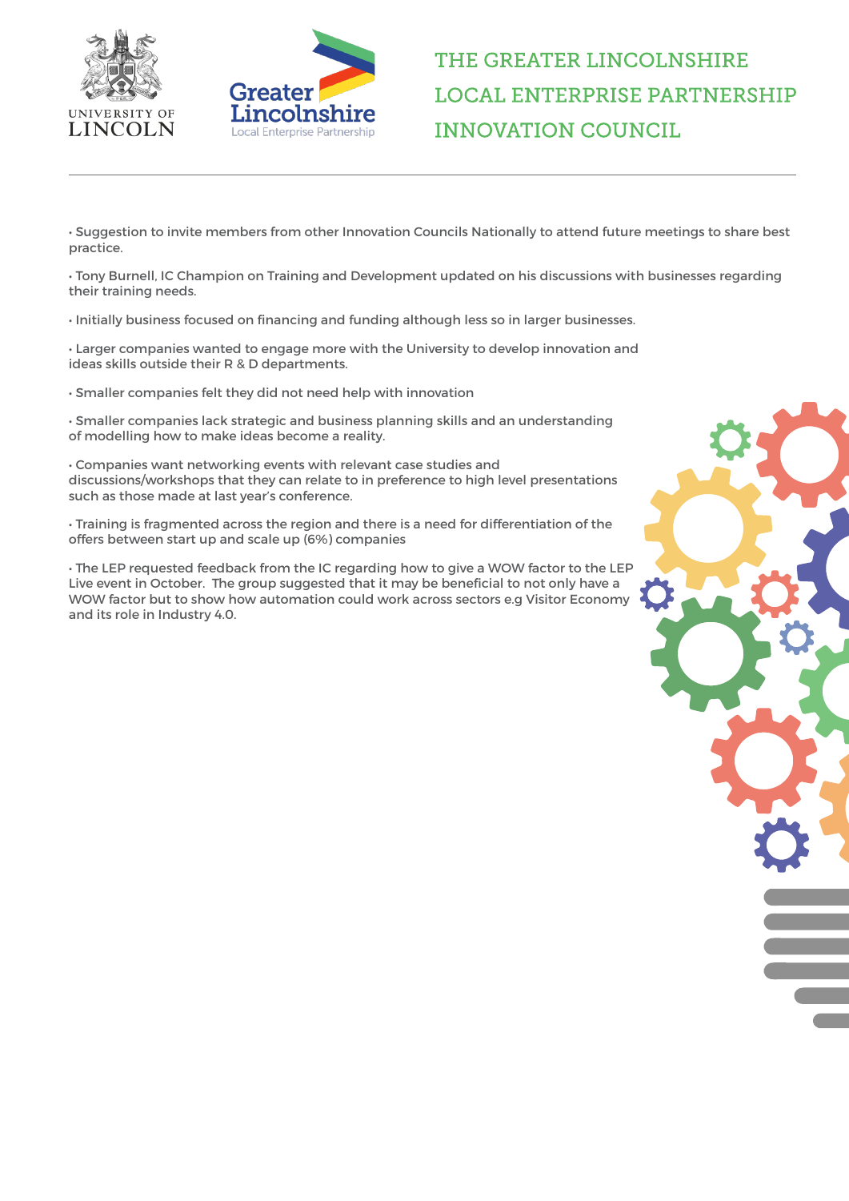# THE GREATER LINCOLNSHIRE LOCAL ENTERPRISE PARTNERSHIP INNOVATION COUNCIL

- Suggestion to invite members from other Innovation Councils Nationally to attend future meetings to share best practice.
- Tony Burnell, IC Champion on Training and Development updated on his discussions with businesses regarding their training needs.
- Initially business focused on financing and funding although less so in larger businesses.
- Larger companies wanted to engage more with the University to develop innovation and ideas skills outside their R & D departments.
- Smaller companies felt they did not need help with innovation
- Smaller companies lack strategic and business planning skills and an understanding of modelling how to make ideas become a reality.
- Companies want networking events with relevant case studies and discussions/workshops that they can relate to in preference to high level presentations such as those made at last year's conference.
- Training is fragmented across the region and there is a need for differentiation of the offers between start up and scale up (6%) companies
- The LEP requested feedback from the IC regarding how to give a WOW factor to the LEP Live event in October. The group suggested that it may be beneficial to not only have a WOW factor but to show how automation could work across sectors e.g Visitor Economy and its role in Industry 4.0.